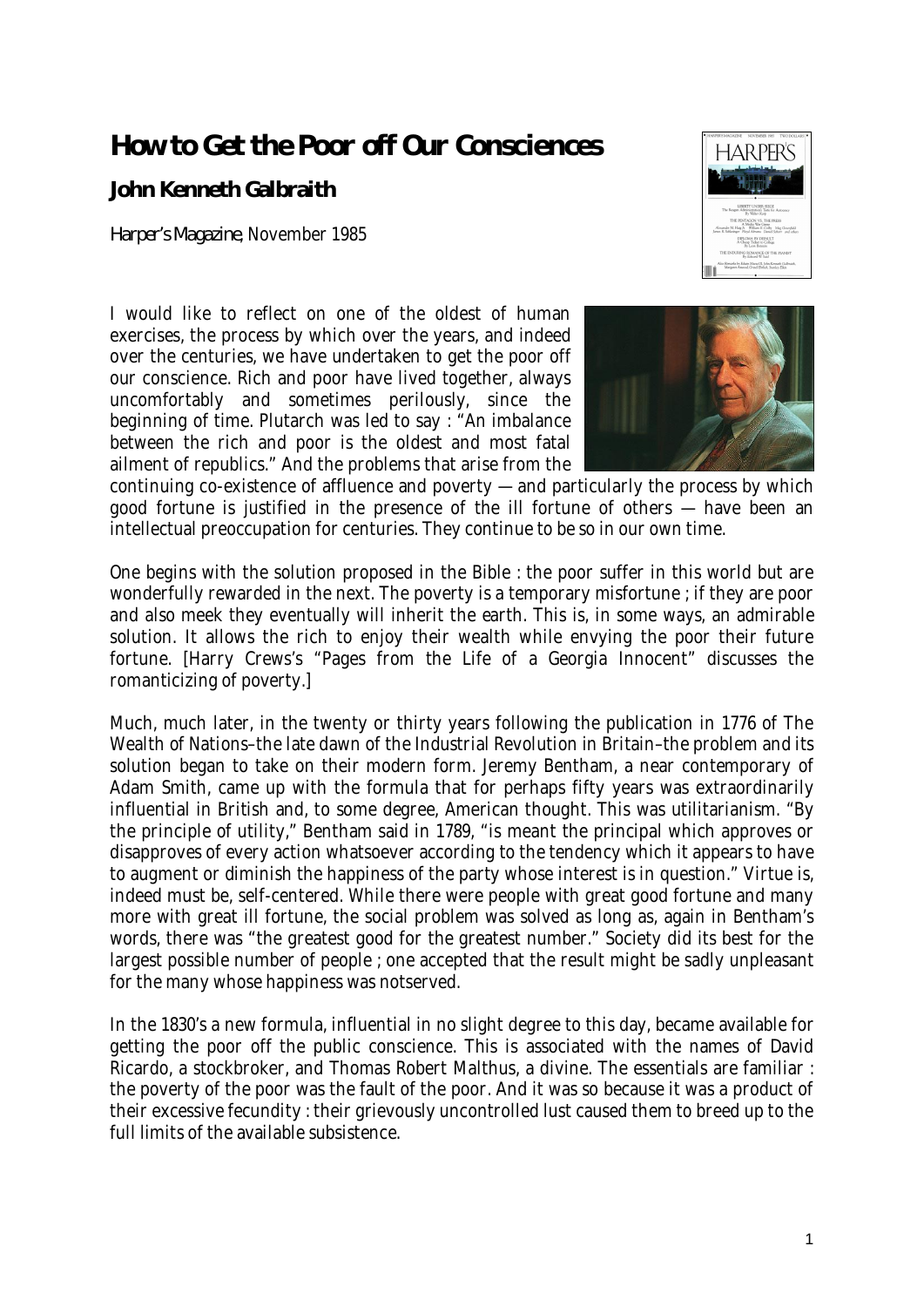# How to Get the Poor off Our Consciences

## John Kenneth Galbraith

*Harper's Magazine*, November 1985

I would like to reflect on one of the oldest of human exercises, the process by which over the years, and indeed over the centuries, we have undertaken to get the poor off our conscience. Rich and poor have lived together, always uncomfortably and sometimes perilously, since the beginning of time. Plutarch was led to say : "An imbalance between the rich and poor is the oldest and most fatal ailment of republics." And the problems that arise from the continuing co-existence of affluence and poverty — and particularly the process by which good fortune is justified in the presence of the ill fortune of others — have been an intellectual preoccupation for centuries. They continue to be so in our own time.

One begins with the solution proposed in the Bible : the poor suffer in this world but are wonderfully rewarded in the next. The poverty is a temporary misfortune ; if they are poor and also meek they eventually will inherit the earth. This is, in some ways, an admirable solution. It allows the rich to enjoy their wealth while envying the poor their future fortune. [Harry Crews's "Pages from the Life of a Georgia Innocent" discusses the romanticizing of poverty.]

Much, much later, in the twenty or thirty years following the publication in 1776 of The Wealth of Nations–the late dawn of the Industrial Revolution in Britain–the problem and its solution began to take on their modern form. Jeremy Bentham, a near contemporary of Adam Smith, came up with the formula that for perhaps fifty years was extraordinarily influential in British and, to some degree, American thought. This was utilitarianism. "By the principle of utility," Bentham said in 1789, "is meant the principal which approves or disapproves of every action whatsoever according to the tendency which it appears to have to augment or diminish the happiness of the party whose interest is in question." Virtue is, indeed must be, self-centered. While there were people with great good fortune and many more with great ill fortune, the social problem was solved as long as, again in Bentham's words, there was "the greatest good for the greatest number." Society did its best for the largest possible number of people ; one accepted that the result might be sadly unpleasant for the many whose happiness was notserved.

In the 1830's a new formula, influential in no slight degree to this day, became available for getting the poor off the public conscience. This is associated with the names of David Ricardo, a stockbroker, and Thomas Robert Malthus, a divine. The essentials are familiar : the poverty of the poor was the fault of the poor. And it was so because it was a product of their excessive fecundity : their grievously uncontrolled lust caused them to breed up to the full limits of the available subsistence.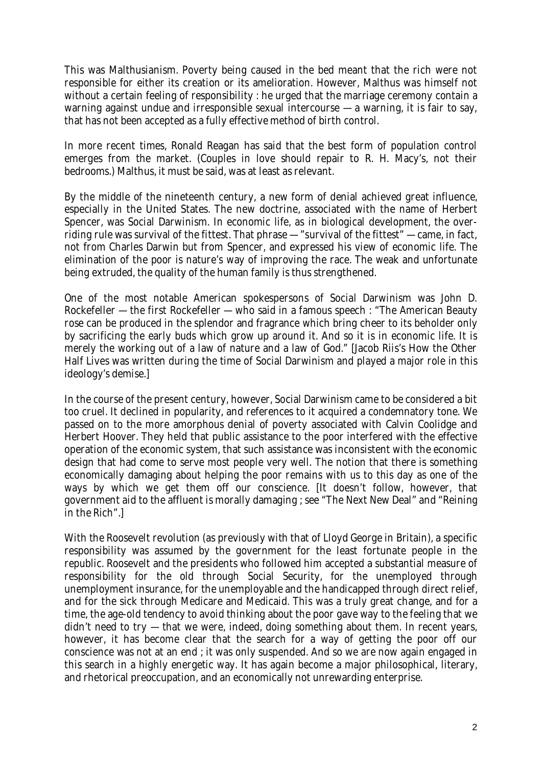This was Malthusianism. Poverty being caused in the bed meant that the rich were not responsible for either its creation or its amelioration. However, Malthus was himself not without a certain feeling of responsibility : he urged that the marriage ceremony contain a warning against undue and irresponsible sexual intercourse — a warning, it is fair to say, that has not been accepted as a fully effective method of birth control.

In more recent times, Ronald Reagan has said that the best form of population control emerges from the market. (Couples in love should repair to R. H. Macy's, not their bedrooms.) Malthus, it must be said, was at least as relevant.

By the middle of the nineteenth century, a new form of denial achieved great influence, especially in the United States. The new doctrine, associated with the name of Herbert Spencer, was Social Darwinism. In economic life, as in biological development, the overriding rule was survival of the fittest. That phrase — "survival of the fittest" — came, in fact, not from Charles Darwin but from Spencer, and expressed his view of economic life. The elimination of the poor is nature's way of improving the race. The weak and unfortunate being extruded, the quality of the human family is thus strengthened.

One of the most notable American spokespersons of Social Darwinism was John D. Rockefeller — the first Rockefeller — who said in a famous speech : "The American Beauty rose can be produced in the splendor and fragrance which bring cheer to its beholder only by sacrificing the early buds which grow up around it. And so it is in economic life. It is merely the working out of a law of nature and a law of God." [Jacob Riis's How the Other Half Lives was written during the time of Social Darwinism and played a major role in this ideology's demise.]

In the course of the present century, however, Social Darwinism came to be considered a bit too cruel. It declined in popularity, and references to it acquired a condemnatory tone. We passed on to the more amorphous denial of poverty associated with Calvin Coolidge and Herbert Hoover. They held that public assistance to the poor interfered with the effective operation of the economic system, that such assistance was inconsistent with the economic design that had come to serve most people very well. The notion that there is something economically damaging about helping the poor remains with us to this day as one of the ways by which we get them off our conscience. [It doesn't follow, however, that government aid to the affluent is morally damaging ; see "The Next New Deal" and "Reining in the Rich".]

With the Roosevelt revolution (as previously with that of Lloyd George in Britain), a specific responsibility was assumed by the government for the least fortunate people in the republic. Roosevelt and the presidents who followed him accepted a substantial measure of responsibility for the old through Social Security, for the unemployed through unemployment insurance, for the unemployable and the handicapped through direct relief, and for the sick through Medicare and Medicaid. This was a truly great change, and for a time, the age-old tendency to avoid thinking about the poor gave way to the feeling that we didn't need to try — that we were, indeed, doing something about them. In recent years, however, it has become clear that the search for a way of getting the poor off our conscience was not at an end ; it was only suspended. And so we are now again engaged in this search in a highly energetic way. It has again become a major philosophical, literary, and rhetorical preoccupation, and an economically not unrewarding enterprise.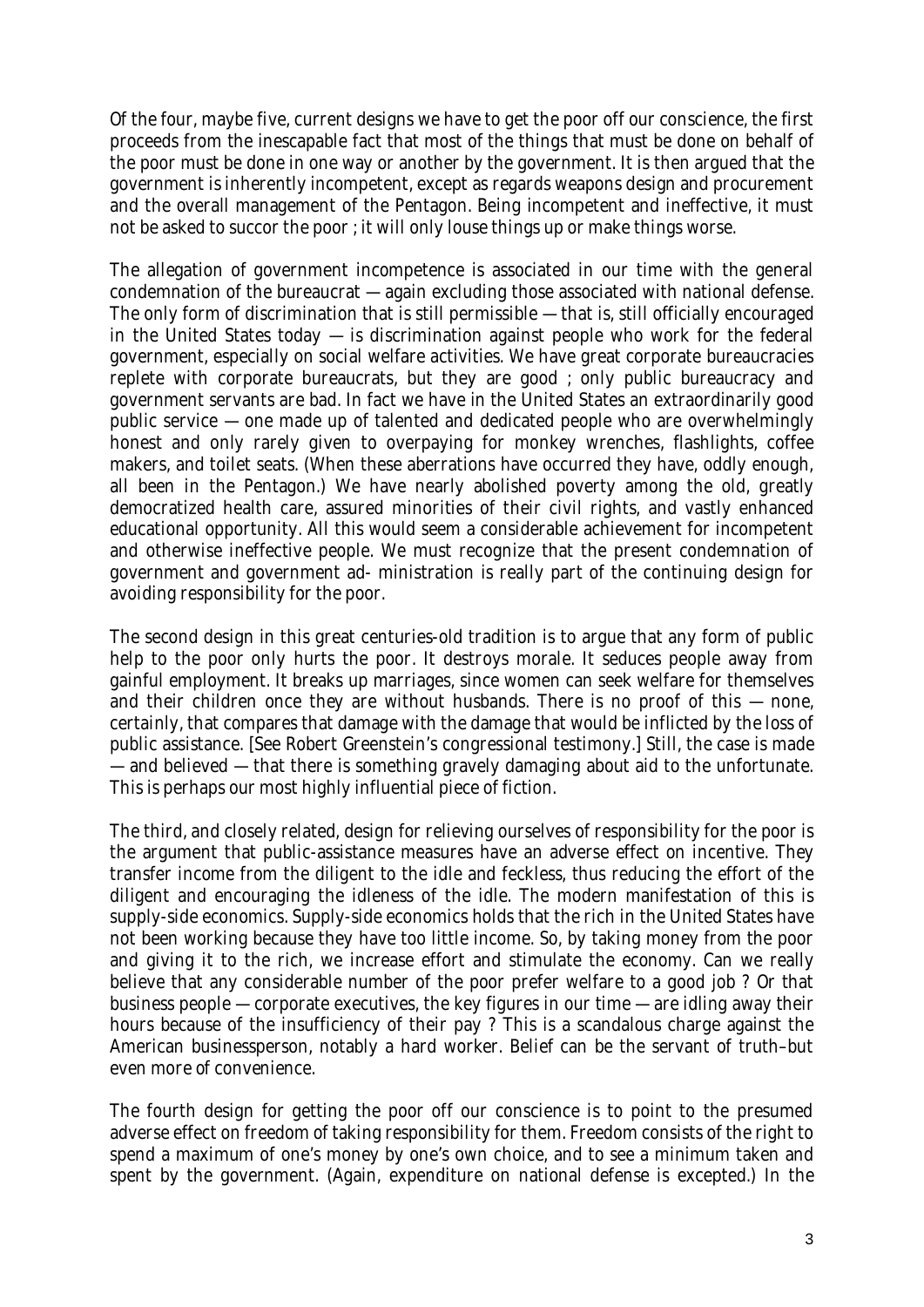Of the four, maybe five, current designs we have to get the poor off our conscience, the first proceeds from the inescapable fact that most of the things that must be done on behalf of the poor must be done in one way or another by the government. It is then argued that the government is inherently incompetent, except as regards weapons design and procurement and the overall management of the Pentagon. Being incompetent and ineffective, it must not be asked to succor the poor ; it will only louse things up or make things worse.

The allegation of government incompetence is associated in our time with the general condemnation of the bureaucrat — again excluding those associated with national defense. The only form of discrimination that is still permissible — that is, still officially encouraged in the United States today — is discrimination against people who work for the federal government, especially on social welfare activities. We have great corporate bureaucracies replete with corporate bureaucrats, but they are good ; only public bureaucracy and government servants are bad. In fact we have in the United States an extraordinarily good public service — one made up of talented and dedicated people who are overwhelmingly honest and only rarely given to overpaying for monkey wrenches, flashlights, coffee makers, and toilet seats. (When these aberrations have occurred they have, oddly enough, all been in the Pentagon.) We have nearly abolished poverty among the old, greatly democratized health care, assured minorities of their civil rights, and vastly enhanced educational opportunity. All this would seem a considerable achievement for incompetent and otherwise ineffective people. We must recognize that the present condemnation of government and government ad- ministration is really part of the continuing design for avoiding responsibility for the poor.

The second design in this great centuries-old tradition is to argue that any form of public help to the poor only hurts the poor. It destroys morale. It seduces people away from gainful employment. It breaks up marriages, since women can seek welfare for themselves and their children once they are without husbands. There is no proof of this — none, certainly, that compares that damage with the damage that would be inflicted by the loss of public assistance. [See Robert Greenstein's congressional testimony.] Still, the case is made — and believed — that there is something gravely damaging about aid to the unfortunate. This is perhaps our most highly influential piece of fiction.

The third, and closely related, design for relieving ourselves of responsibility for the poor is the argument that public-assistance measures have an adverse effect on incentive. They transfer income from the diligent to the idle and feckless, thus reducing the effort of the diligent and encouraging the idleness of the idle. The modern manifestation of this is supply-side economics. Supply-side economics holds that the rich in the United States have not been working because they have too little income. So, by taking money from the poor and giving it to the rich, we increase effort and stimulate the economy. Can we really believe that any considerable number of the poor prefer welfare to a good job ? Or that business people — corporate executives, the key figures in our time — are idling away their hours because of the insufficiency of their pay ? This is a scandalous charge against the American businessperson, notably a hard worker. Belief can be the servant of truth–but even more of convenience.

The fourth design for getting the poor off our conscience is to point to the presumed adverse effect on freedom of taking responsibility for them. Freedom consists of the right to spend a maximum of one's money by one's own choice, and to see a minimum taken and spent by the government. (Again, expenditure on national defense is excepted.) In the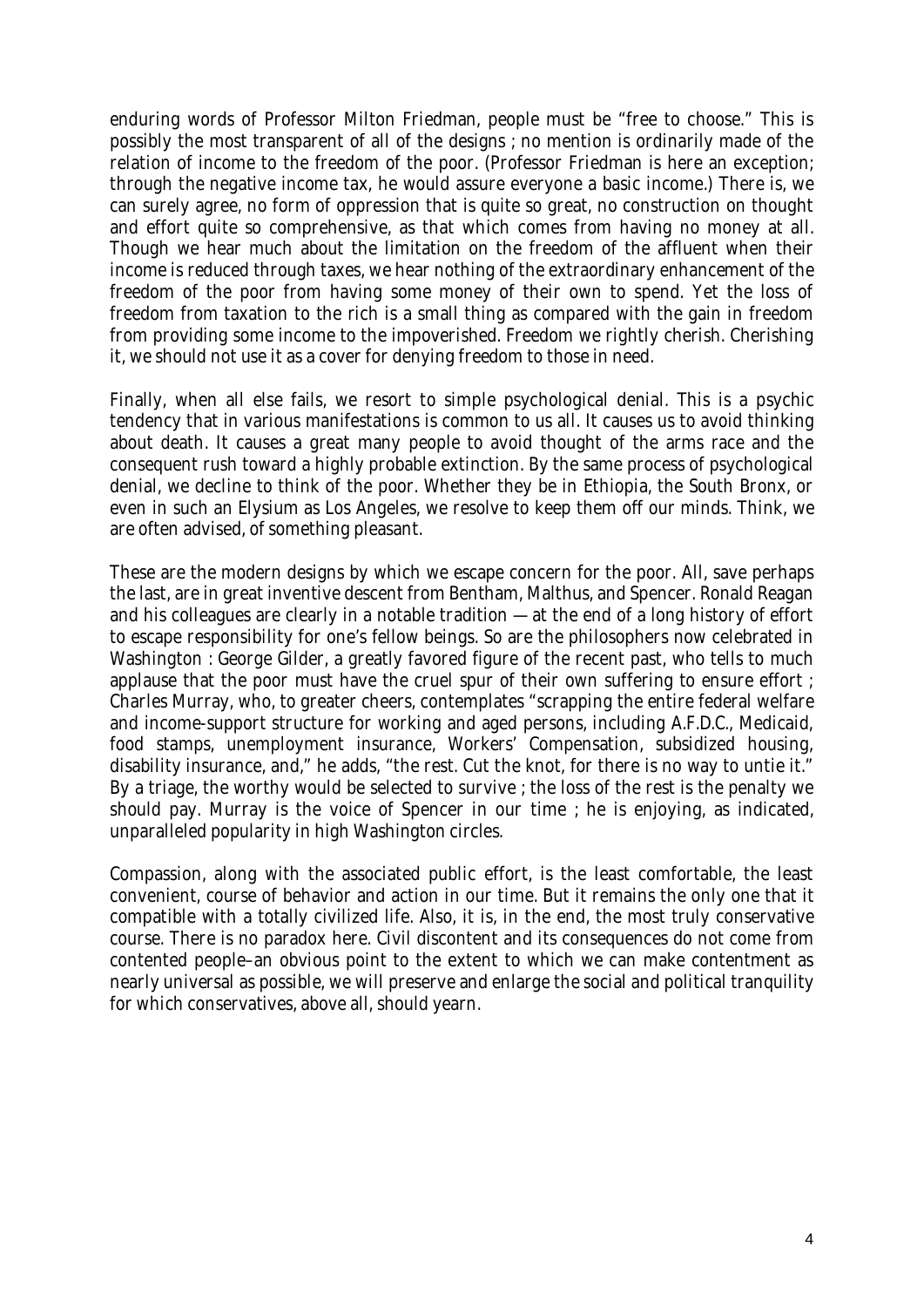enduring words of Professor Milton Friedman, people must be "free to choose." This is possibly the most transparent of all of the designs ; no mention is ordinarily made of the relation of income to the freedom of the poor. (Professor Friedman is here an exception; through the negative income tax, he would assure everyone a basic income.) There is, we can surely agree, no form of oppression that is quite so great, no construction on thought and effort quite so comprehensive, as that which comes from having no money at all. Though we hear much about the limitation on the freedom of the affluent when their income is reduced through taxes, we hear nothing of the extraordinary enhancement of the freedom of the poor from having some money of their own to spend. Yet the loss of freedom from taxation to the rich is a small thing as compared with the gain in freedom from providing some income to the impoverished. Freedom we rightly cherish. Cherishing it, we should not use it as a cover for denying freedom to those in need.

Finally, when all else fails, we resort to simple psychological denial. This is a psychic tendency that in various manifestations is common to us all. It causes us to avoid thinking about death. It causes a great many people to avoid thought of the arms race and the consequent rush toward a highly probable extinction. By the same process of psychological denial, we decline to think of the poor. Whether they be in Ethiopia, the South Bronx, or even in such an Elysium as Los Angeles, we resolve to keep them off our minds. Think, we are often advised, of something pleasant.

These are the modern designs by which we escape concern for the poor. All, save perhaps the last, are in great inventive descent from Bentham, Malthus, and Spencer. Ronald Reagan and his colleagues are clearly in a notable tradition — at the end of a long history of effort to escape responsibility for one's fellow beings. So are the philosophers now celebrated in Washington : George Gilder, a greatly favored figure of the recent past, who tells to much applause that the poor must have the cruel spur of their own suffering to ensure effort ; Charles Murray, who, to greater cheers, contemplates "scrapping the entire federal welfare and income-support structure for working and aged persons, including A.F.D.C., Medicaid, food stamps, unemployment insurance, Workers' Compensation, subsidized housing, disability insurance, and," he adds, "the rest. Cut the knot, for there is no way to untie it." By a triage, the worthy would be selected to survive ; the loss of the rest is the penalty we should pay. Murray is the voice of Spencer in our time ; he is enjoying, as indicated, unparalleled popularity in high Washington circles.

Compassion, along with the associated public effort, is the least comfortable, the least convenient, course of behavior and action in our time. But it remains the only one that it compatible with a totally civilized life. Also, it is, in the end, the most truly conservative course. There is no paradox here. Civil discontent and its consequences do not come from contented people–an obvious point to the extent to which we can make contentment as nearly universal as possible, we will preserve and enlarge the social and political tranquility for which conservatives, above all, should yearn.